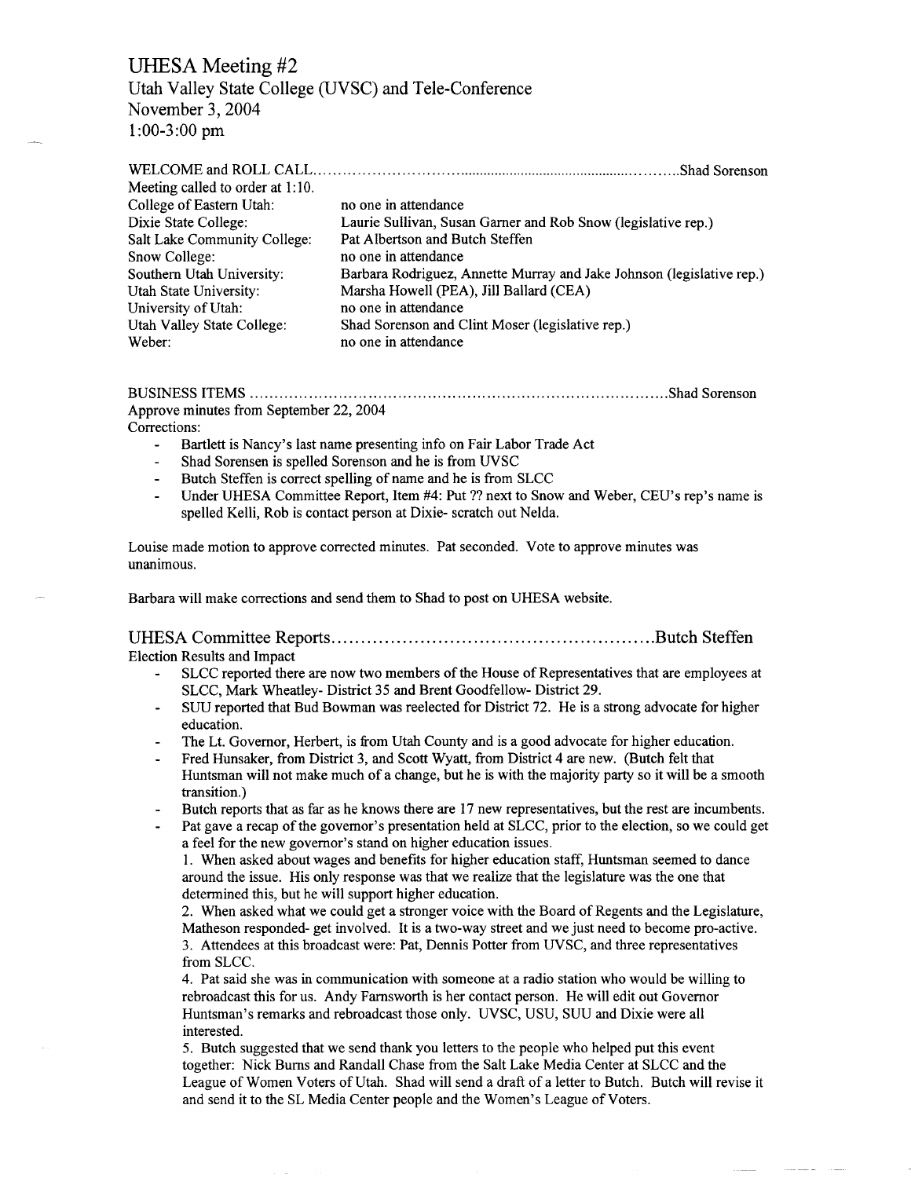# UHESA Meeting #2

Utah Valley State College (UVSC) and Tele-Conference
November 3, 2004
1:00-3:00 pm

**WELCOME and ROLL CALL** ............................................................................ Shad Sorenson

Meeting called to order at 1:10.

| | |
|---|---|
| College of Eastern Utah: | no one in attendance |
| Dixie State College: | Laurie Sullivan, Susan Garner and Rob Snow (legislative rep.) |
| Salt Lake Community College: | Pat Albertson and Butch Steffen |
| Snow College: | no one in attendance |
| Southern Utah University: | Barbara Rodriguez, Annette Murray and Jake Johnson (legislative rep.) |
| Utah State University: | Marsha Howell (PEA), Jill Ballard (CEA) |
| University of Utah: | no one in attendance |
| Utah Valley State College: | Shad Sorenson and Clint Moser (legislative rep.) |
| Weber: | no one in attendance |

**BUSINESS ITEMS** ............................................................................ Shad Sorenson

Approve minutes from September 22, 2004

Corrections:

- Bartlett is Nancy's last name presenting info on Fair Labor Trade Act
- Shad Sorensen is spelled Sorenson and he is from UVSC
- Butch Steffen is correct spelling of name and he is from SLCC
- Under UHESA Committee Report, Item #4: Put ?? next to Snow and Weber, CEU's rep's name is spelled Kelli, Rob is contact person at Dixie- scratch out Nelda.

Louise made motion to approve corrected minutes. Pat seconded. Vote to approve minutes was unanimous.

Barbara will make corrections and send them to Shad to post on UHESA website.

## UHESA Committee Reports ..................................................... Butch Steffen

Election Results and Impact

- SLCC reported there are now two members of the House of Representatives that are employees at SLCC, Mark Wheatley- District 35 and Brent Goodfellow- District 29.
- SUU reported that Bud Bowman was reelected for District 72. He is a strong advocate for higher education.
- The Lt. Governor, Herbert, is from Utah County and is a good advocate for higher education.
- Fred Hunsaker, from District 3, and Scott Wyatt, from District 4 are new. (Butch felt that Huntsman will not make much of a change, but he is with the majority party so it will be a smooth transition.)
- Butch reports that as far as he knows there are 17 new representatives, but the rest are incumbents.
- Pat gave a recap of the governor's presentation held at SLCC, prior to the election, so we could get a feel for the new governor's stand on higher education issues.

  1. When asked about wages and benefits for higher education staff, Huntsman seemed to dance around the issue. His only response was that we realize that the legislature was the one that determined this, but he will support higher education.
  2. When asked what we could get a stronger voice with the Board of Regents and the Legislature, Matheson responded- get involved. It is a two-way street and we just need to become pro-active.
  3. Attendees at this broadcast were: Pat, Dennis Potter from UVSC, and three representatives from SLCC.
  4. Pat said she was in communication with someone at a radio station who would be willing to rebroadcast this for us. Andy Farnsworth is her contact person. He will edit out Governor Huntsman's remarks and rebroadcast those only. UVSC, USU, SUU and Dixie were all interested.
  5. Butch suggested that we send thank you letters to the people who helped put this event together: Nick Burns and Randall Chase from the Salt Lake Media Center at SLCC and the League of Women Voters of Utah. Shad will send a draft of a letter to Butch. Butch will revise it and send it to the SL Media Center people and the Women's League of Voters.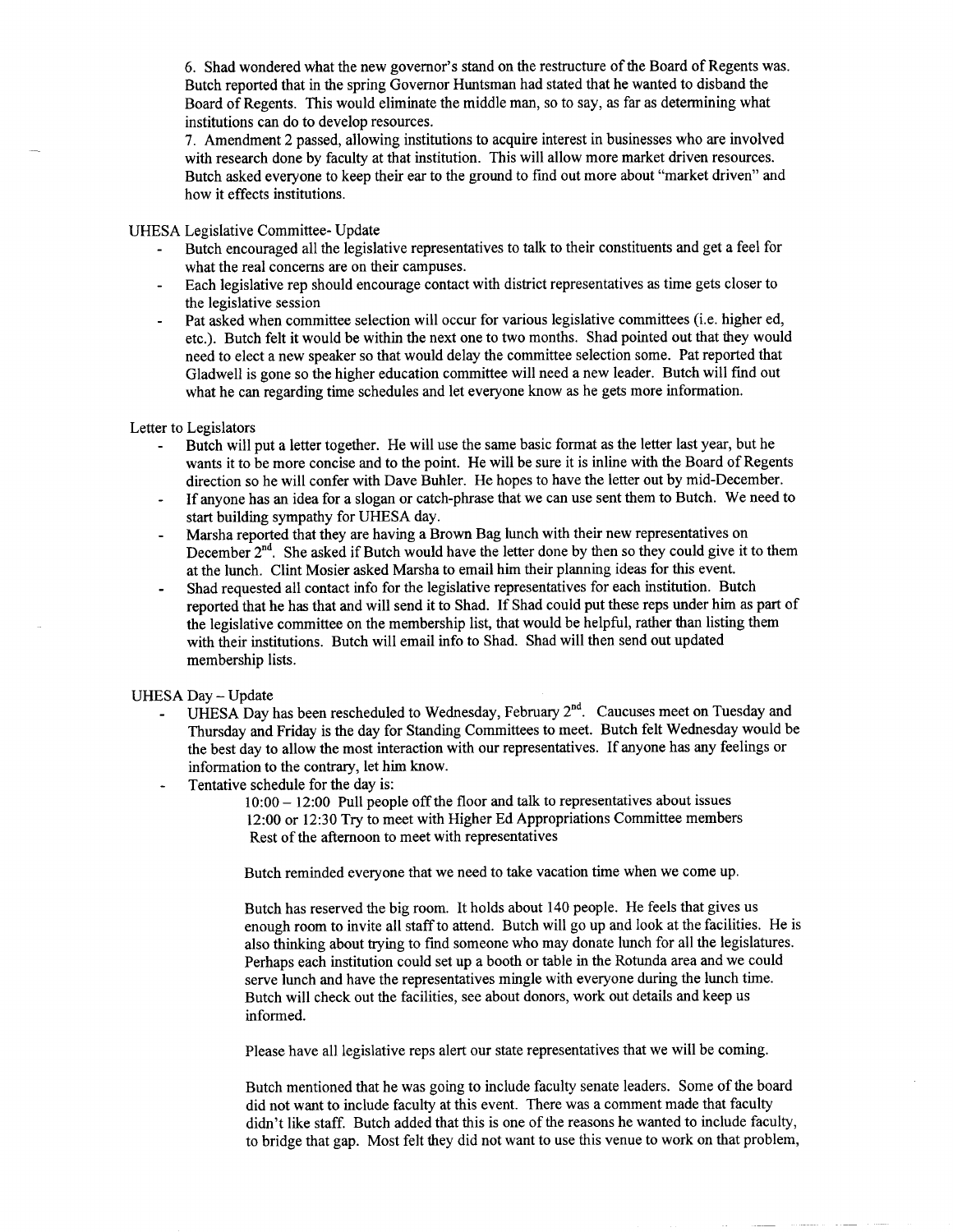6. Shad wondered what the new governor's stand on the restructure of the Board of Regents was. Butch reported that in the spring Governor Huntsman had stated that he wanted to disband the Board of Regents. This would eliminate the middle man, so to say, as far as determining what institutions can do to develop resources.

7. Amendment 2 passed, allowing institutions to acquire interest in businesses who are involved with research done by faculty at that institution. This will allow more market driven resources. Butch asked everyone to keep their ear to the ground to find out more about "market driven" and how it effects institutions.

UHESA Legislative Committee- Update

- Butch encouraged all the legislative representatives to talk to their constituents and get a feel for what the real concerns are on their campuses.
- Each legislative rep should encourage contact with district representatives as time gets closer to the legislative session
- Pat asked when committee selection will occur for various legislative committees (i.e. higher ed, etc.). Butch felt it would be within the next one to two months. Shad pointed out that they would need to elect a new speaker so that would delay the committee selection some. Pat reported that Gladwell is gone so the higher education committee will need a new leader. Butch will find out what he can regarding time schedules and let everyone know as he gets more information.

Letter to Legislators

- Butch will put a letter together. He will use the same basic format as the letter last year, but he wants it to be more concise and to the point. He will be sure it is inline with the Board of Regents direction so he will confer with Dave Buhler. He hopes to have the letter out by mid-December.
- If anyone has an idea for a slogan or catch-phrase that we can use sent them to Butch. We need to start building sympathy for UHESA day.
- Marsha reported that they are having a Brown Bag lunch with their new representatives on December 2nd. She asked if Butch would have the letter done by then so they could give it to them at the lunch. Clint Mosier asked Marsha to email him their planning ideas for this event.
- Shad requested all contact info for the legislative representatives for each institution. Butch reported that he has that and will send it to Shad. If Shad could put these reps under him as part of the legislative committee on the membership list, that would be helpful, rather than listing them with their institutions. Butch will email info to Shad. Shad will then send out updated membership lists.

UHESA Day – Update

- UHESA Day has been rescheduled to Wednesday, February 2nd. Caucuses meet on Tuesday and Thursday and Friday is the day for Standing Committees to meet. Butch felt Wednesday would be the best day to allow the most interaction with our representatives. If anyone has any feelings or information to the contrary, let him know.
- Tentative schedule for the day is:

  10:00 – 12:00 Pull people off the floor and talk to representatives about issues
  12:00 or 12:30 Try to meet with Higher Ed Appropriations Committee members
  Rest of the afternoon to meet with representatives

  Butch reminded everyone that we need to take vacation time when we come up.

  Butch has reserved the big room. It holds about 140 people. He feels that gives us enough room to invite all staff to attend. Butch will go up and look at the facilities. He is also thinking about trying to find someone who may donate lunch for all the legislatures. Perhaps each institution could set up a booth or table in the Rotunda area and we could serve lunch and have the representatives mingle with everyone during the lunch time. Butch will check out the facilities, see about donors, work out details and keep us informed.

  Please have all legislative reps alert our state representatives that we will be coming.

  Butch mentioned that he was going to include faculty senate leaders. Some of the board did not want to include faculty at this event. There was a comment made that faculty didn't like staff. Butch added that this is one of the reasons he wanted to include faculty, to bridge that gap. Most felt they did not want to use this venue to work on that problem,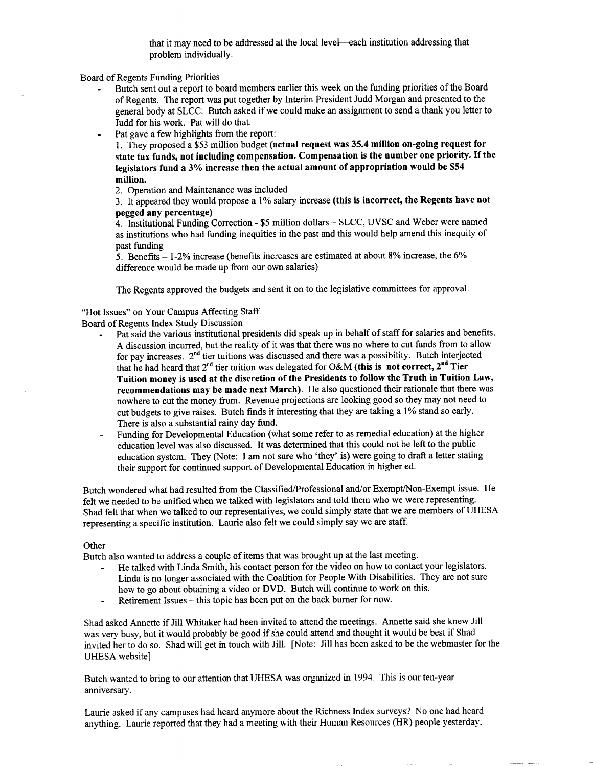that it may need to be addressed at the local level—each institution addressing that problem individually.

Board of Regents Funding Priorities

- Butch sent out a report to board members earlier this week on the funding priorities of the Board of Regents. The report was put together by Interim President Judd Morgan and presented to the general body at SLCC. Butch asked if we could make an assignment to send a thank you letter to Judd for his work. Pat will do that.
- Pat gave a few highlights from the report:

  1. They proposed a $53 million budget **(actual request was 35.4 million on-going request for state tax funds, not including compensation. Compensation is the number one priority. If the legislators fund a 3% increase then the actual amount of appropriation would be $54 million.**
  2. Operation and Maintenance was included
  3. It appeared they would propose a 1% salary increase **(this is incorrect, the Regents have not pegged any percentage)**
  4. Institutional Funding Correction - $5 million dollars – SLCC, UVSC and Weber were named as institutions who had funding inequities in the past and this would help amend this inequity of past funding
  5. Benefits – 1-2% increase (benefits increases are estimated at about 8% increase, the 6% difference would be made up from our own salaries)

  The Regents approved the budgets and sent it on to the legislative committees for approval.

"Hot Issues" on Your Campus Affecting Staff

Board of Regents Index Study Discussion

- Pat said the various institutional presidents did speak up in behalf of staff for salaries and benefits. A discussion incurred, but the reality of it was that there was no where to cut funds from to allow for pay increases. 2nd tier tuitions was discussed and there was a possibility. Butch interjected that he had heard that 2nd tier tuition was delegated for O&M **(this is not correct, 2nd Tier Tuition money is used at the discretion of the Presidents to follow the Truth in Tuition Law, recommendations may be made next March)**. He also questioned their rationale that there was nowhere to cut the money from. Revenue projections are looking good so they may not need to cut budgets to give raises. Butch finds it interesting that they are taking a 1% stand so early. There is also a substantial rainy day fund.
- Funding for Developmental Education (what some refer to as remedial education) at the higher education level was also discussed. It was determined that this could not be left to the public education system. They (Note: I am not sure who 'they' is) were going to draft a letter stating their support for continued support of Developmental Education in higher ed.

Butch wondered what had resulted from the Classified/Professional and/or Exempt/Non-Exempt issue. He felt we needed to be unified when we talked with legislators and told them who we were representing. Shad felt that when we talked to our representatives, we could simply state that we are members of UHESA representing a specific institution. Laurie also felt we could simply say we are staff.

Other

Butch also wanted to address a couple of items that was brought up at the last meeting.

- He talked with Linda Smith, his contact person for the video on how to contact your legislators. Linda is no longer associated with the Coalition for People With Disabilities. They are not sure how to go about obtaining a video or DVD. Butch will continue to work on this.
- Retirement Issues – this topic has been put on the back burner for now.

Shad asked Annette if Jill Whitaker had been invited to attend the meetings. Annette said she knew Jill was very busy, but it would probably be good if she could attend and thought it would be best if Shad invited her to do so. Shad will get in touch with Jill. [Note: Jill has been asked to be the webmaster for the UHESA website]

Butch wanted to bring to our attention that UHESA was organized in 1994. This is our ten-year anniversary.

Laurie asked if any campuses had heard anymore about the Richness Index surveys? No one had heard anything. Laurie reported that they had a meeting with their Human Resources (HR) people yesterday.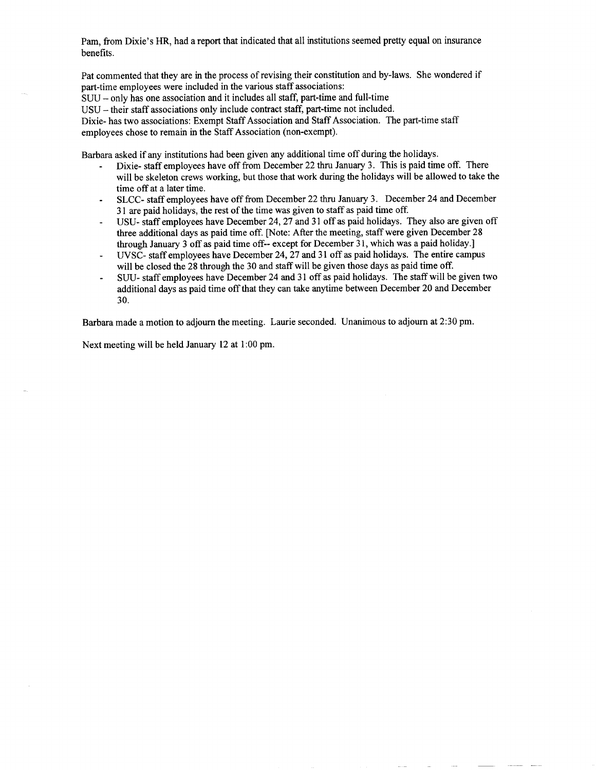Pam, from Dixie's HR, had a report that indicated that all institutions seemed pretty equal on insurance benefits.

Pat commented that they are in the process of revising their constitution and by-laws. She wondered if part-time employees were included in the various staff associations:
SUU – only has one association and it includes all staff, part-time and full-time
USU – their staff associations only include contract staff, part-time not included.
Dixie- has two associations: Exempt Staff Association and Staff Association. The part-time staff employees chose to remain in the Staff Association (non-exempt).

Barbara asked if any institutions had been given any additional time off during the holidays.

- Dixie- staff employees have off from December 22 thru January 3. This is paid time off. There will be skeleton crews working, but those that work during the holidays will be allowed to take the time off at a later time.
- SLCC- staff employees have off from December 22 thru January 3. December 24 and December 31 are paid holidays, the rest of the time was given to staff as paid time off.
- USU- staff employees have December 24, 27 and 31 off as paid holidays. They also are given off three additional days as paid time off. [Note: After the meeting, staff were given December 28 through January 3 off as paid time off-- except for December 31, which was a paid holiday.]
- UVSC- staff employees have December 24, 27 and 31 off as paid holidays. The entire campus will be closed the 28 through the 30 and staff will be given those days as paid time off.
- SUU- staff employees have December 24 and 31 off as paid holidays. The staff will be given two additional days as paid time off that they can take anytime between December 20 and December 30.

Barbara made a motion to adjourn the meeting. Laurie seconded. Unanimous to adjourn at 2:30 pm.

Next meeting will be held January 12 at 1:00 pm.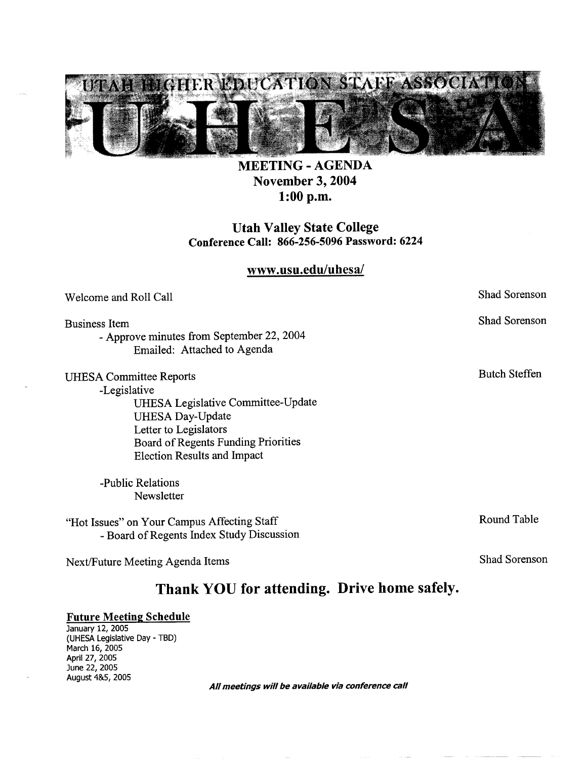# UTAH HIGHER EDUCATION STAFF ASSOCIATION

# UHESA

## MEETING - AGENDA
**November 3, 2004**
**1:00 p.m.**

**Utah Valley State College**
**Conference Call: 866-256-5096 Password: 6224**

**www.usu.edu/uhesa/**

| | |
|---|---|
| Welcome and Roll Call | Shad Sorenson |
| Business Item<br>- Approve minutes from September 22, 2004<br>Emailed: Attached to Agenda | Shad Sorenson |
| UHESA Committee Reports<br>-Legislative<br>UHESA Legislative Committee-Update<br>UHESA Day-Update<br>Letter to Legislators<br>Board of Regents Funding Priorities<br>Election Results and Impact<br><br>-Public Relations<br>Newsletter | Butch Steffen |
| "Hot Issues" on Your Campus Affecting Staff<br>- Board of Regents Index Study Discussion | Round Table |
| Next/Future Meeting Agenda Items | Shad Sorenson |

## Thank YOU for attending. Drive home safely.

**Future Meeting Schedule**

January 12, 2005
(UHESA Legislative Day - TBD)
March 16, 2005
April 27, 2005
June 22, 2005
August 4&5, 2005

***All meetings will be available via conference call***